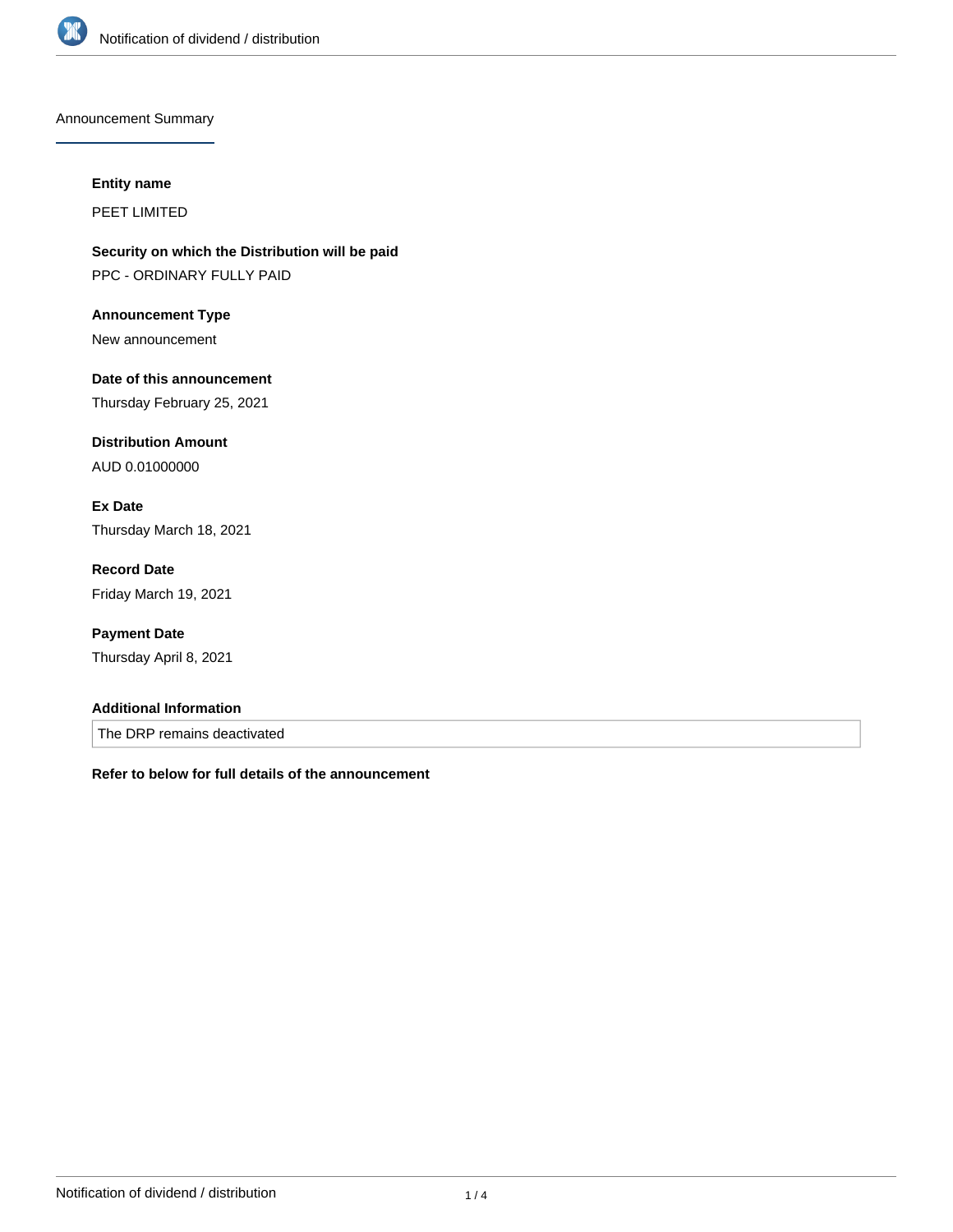## Announcement Summary

**Entity name**

PEET LIMITED

**Security on which the Distribution will be paid**

PPC - ORDINARY FULLY PAID

**Announcement Type**

New announcement

**Date of this announcement**

Thursday February 25, 2021

**Distribution Amount**

AUD 0.01000000

**Ex Date**

Thursday March 18, 2021

**Record Date**

Friday March 19, 2021

**Payment Date**

Thursday April 8, 2021

**Additional Information**

The DRP remains deactivated

**Refer to below for full details of the announcement**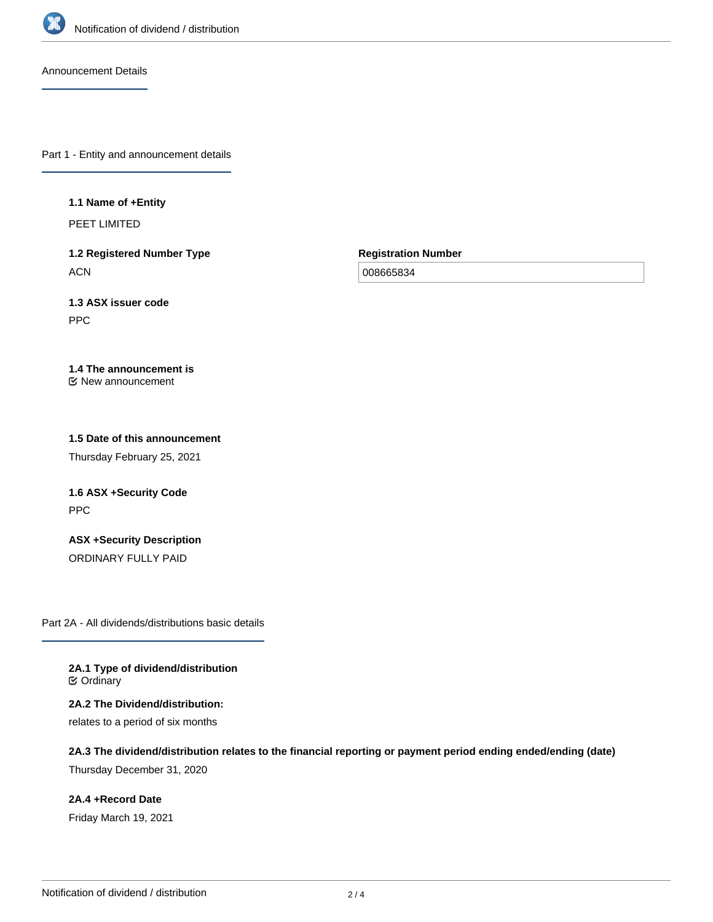## Announcement Details

### Part 1 - Entity and announcement details

**1.1 Name of +Entity**

PEET LIMITED

**1.2 Registered Number Type**

ACN

**Registration Number**

008665834

**1.3 ASX issuer code**

PPC

**1.4 The announcement is**

New announcement

**1.5 Date of this announcement**

Thursday February 25, 2021

**1.6 ASX +Security Code**

PPC

**ASX +Security Description**

ORDINARY FULLY PAID

### Part 2A - All dividends/distributions basic details

**2A.1 Type of dividend/distribution**

Ordinary

**2A.2 The Dividend/distribution:**

relates to a period of six months

**2A.3 The dividend/distribution relates to the financial reporting or payment period ending ended/ending (date)**

Thursday December 31, 2020

**2A.4 +Record Date**

Friday March 19, 2021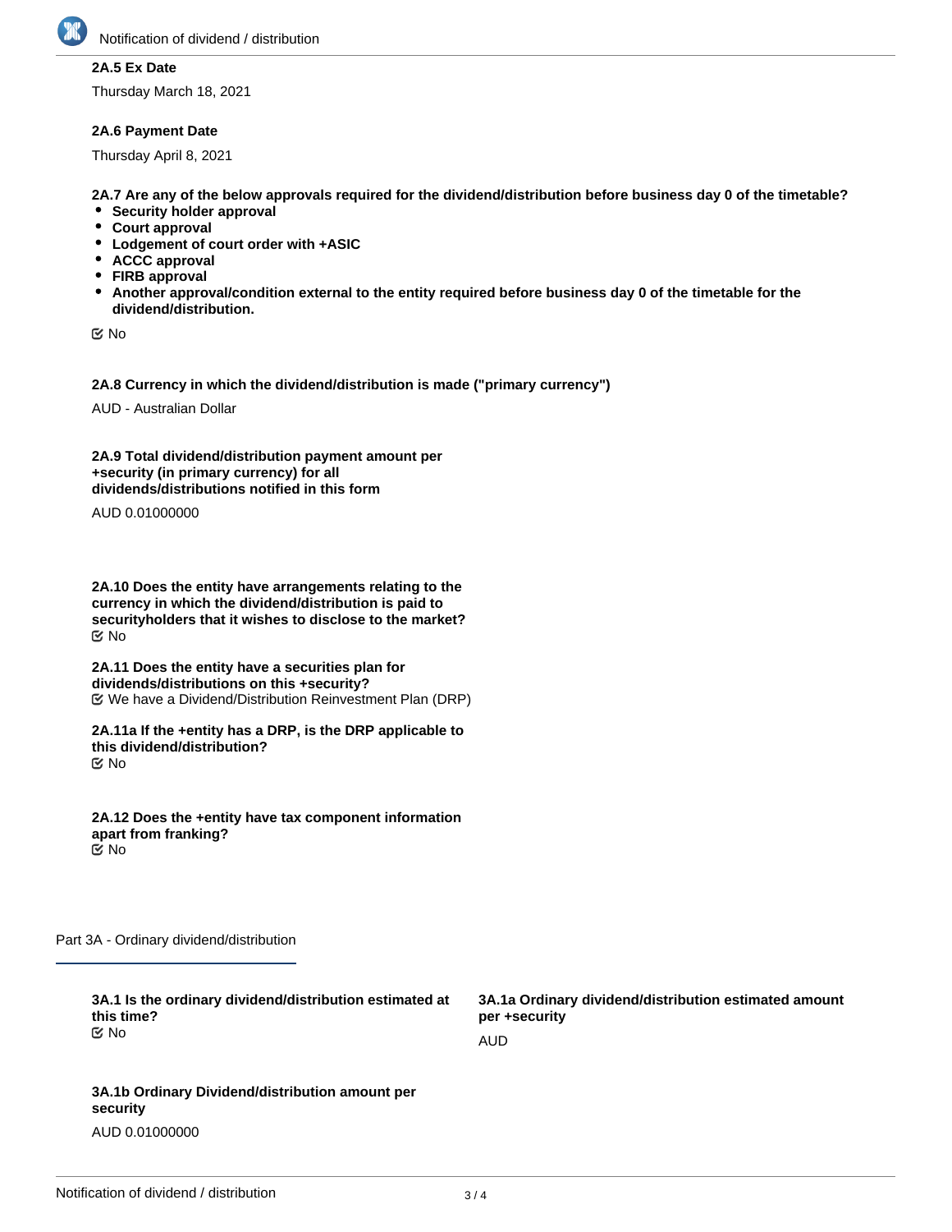**2A.5 Ex Date**

Thursday March 18, 2021

**2A.6 Payment Date**

Thursday April 8, 2021

**2A.7 Are any of the below approvals required for the dividend/distribution before business day 0 of the timetable?**

- **Security holder approval**
- **Court approval**
- **Lodgement of court order with +ASIC**
- **ACCC approval**
- **FIRB approval**
- **Another approval/condition external to the entity required before business day 0 of the timetable for the dividend/distribution.**

No

**2A.8 Currency in which the dividend/distribution is made ("primary currency")**

AUD - Australian Dollar

**2A.9 Total dividend/distribution payment amount per +security (in primary currency) for all dividends/distributions notified in this form**

AUD 0.01000000

**2A.10 Does the entity have arrangements relating to the currency in which the dividend/distribution is paid to securityholders that it wishes to disclose to the market?**

No

**2A.11 Does the entity have a securities plan for dividends/distributions on this +security?**

We have a Dividend/Distribution Reinvestment Plan (DRP)

**2A.11a If the +entity has a DRP, is the DRP applicable to this dividend/distribution?**

No

**2A.12 Does the +entity have tax component information apart from franking?**

No

## Part 3A - Ordinary dividend/distribution

**3A.1 Is the ordinary dividend/distribution estimated at this time?**

No

**3A.1a Ordinary dividend/distribution estimated amount per +security**

AUD

**3A.1b Ordinary Dividend/distribution amount per security**

AUD 0.01000000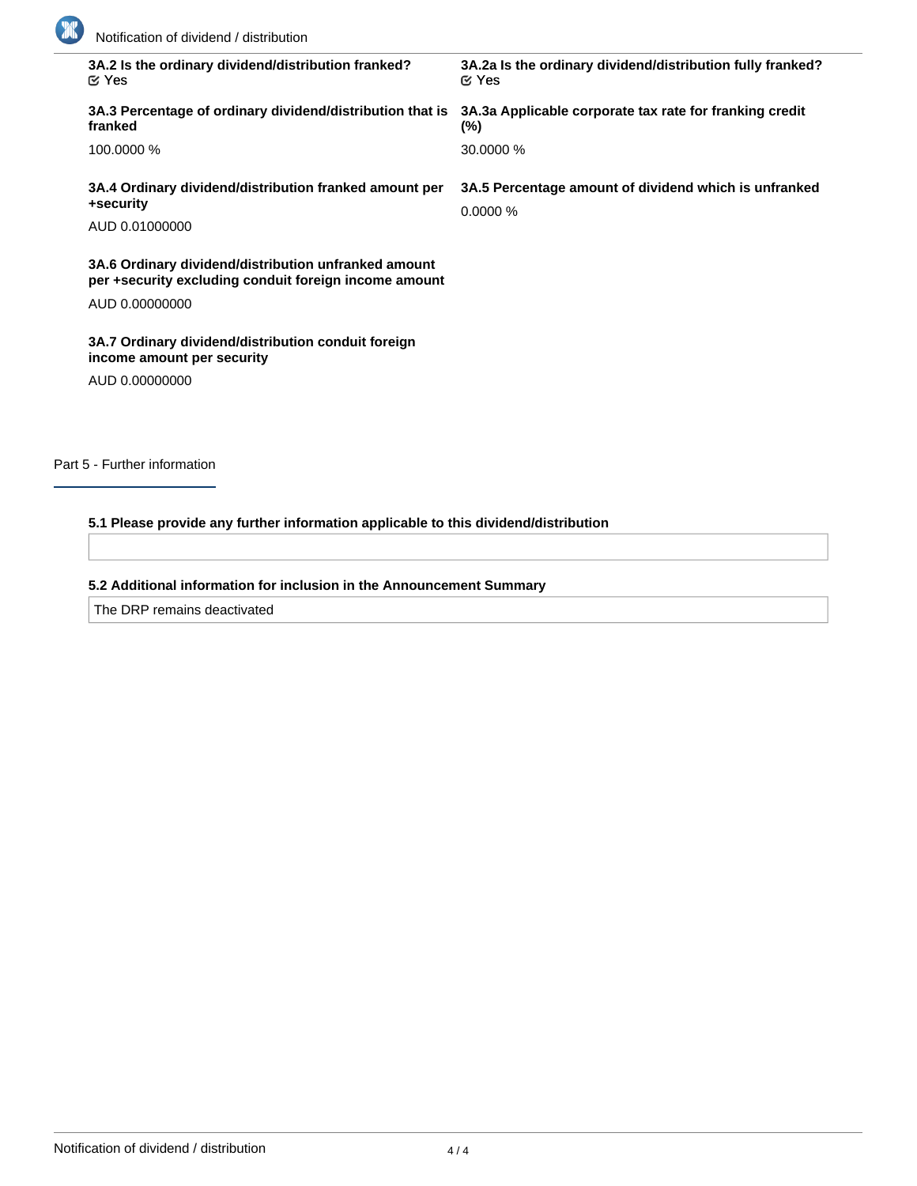**3A.2 Is the ordinary dividend/distribution franked?**
Yes

**3A.2a Is the ordinary dividend/distribution fully franked?**
Yes

**3A.3 Percentage of ordinary dividend/distribution that is franked**

100.0000 %

**3A.3a Applicable corporate tax rate for franking credit (%)**

30.0000 %

**3A.4 Ordinary dividend/distribution franked amount per +security**

AUD 0.01000000

**3A.5 Percentage amount of dividend which is unfranked**

0.0000 %

**3A.6 Ordinary dividend/distribution unfranked amount per +security excluding conduit foreign income amount**

AUD 0.00000000

**3A.7 Ordinary dividend/distribution conduit foreign income amount per security**

AUD 0.00000000

## Part 5 - Further information

**5.1 Please provide any further information applicable to this dividend/distribution**

**5.2 Additional information for inclusion in the Announcement Summary**

The DRP remains deactivated